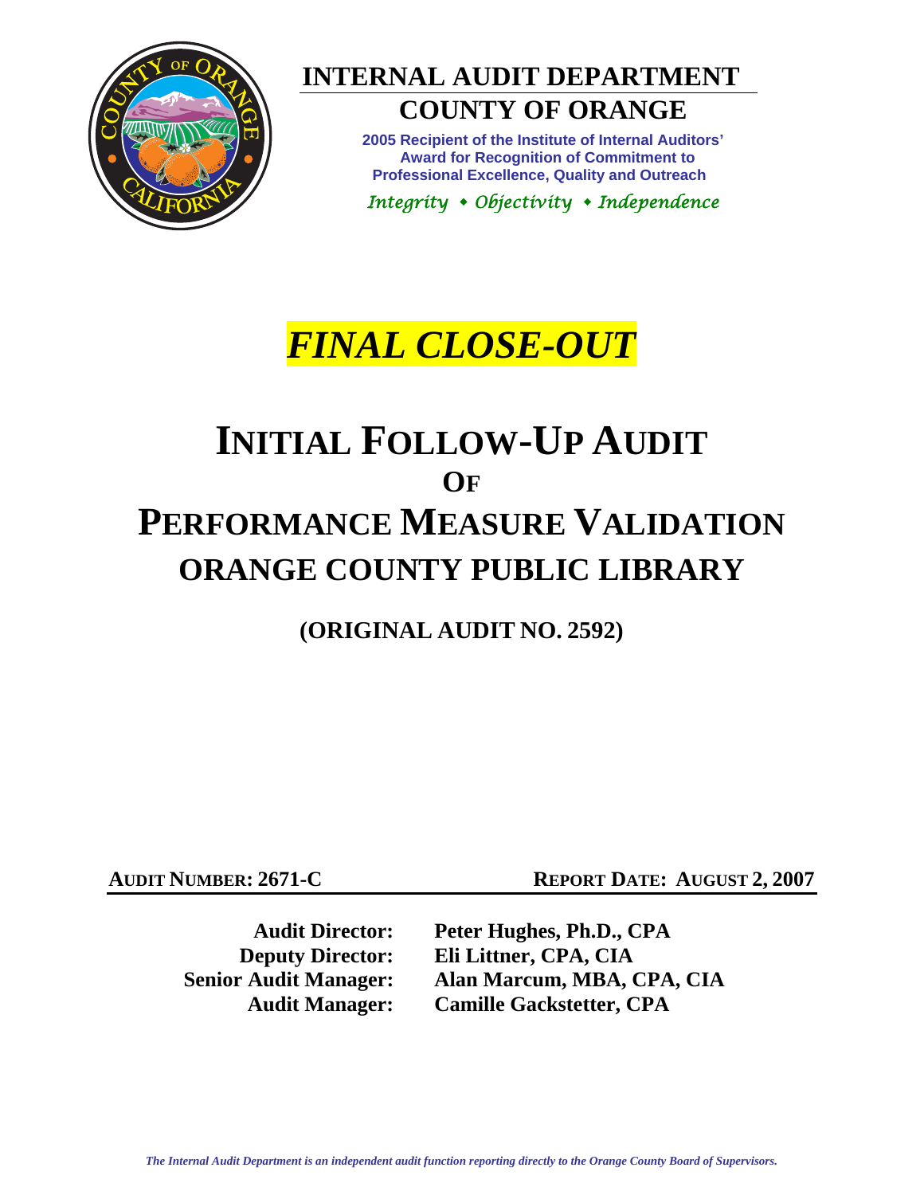# INTERNAL AUDIT DEPARTMENT

## COUNTY OF ORANGE

**2005 Recipient of the Institute of Internal Auditors' Award for Recognition of Commitment to Professional Excellence, Quality and Outreach**

*Integrity • Objectivity • Independence*

***FINAL CLOSE-OUT***

# INITIAL FOLLOW-UP AUDIT OF PERFORMANCE MEASURE VALIDATION ORANGE COUNTY PUBLIC LIBRARY

**(ORIGINAL AUDIT NO. 2592)**

**AUDIT NUMBER: 2671-C** | **REPORT DATE: AUGUST 2, 2007**

| | |
|---|---|
| **Audit Director:** | **Peter Hughes, Ph.D., CPA** |
| **Deputy Director:** | **Eli Littner, CPA, CIA** |
| **Senior Audit Manager:** | **Alan Marcum, MBA, CPA, CIA** |
| **Audit Manager:** | **Camille Gackstetter, CPA** |

*The Internal Audit Department is an independent audit function reporting directly to the Orange County Board of Supervisors.*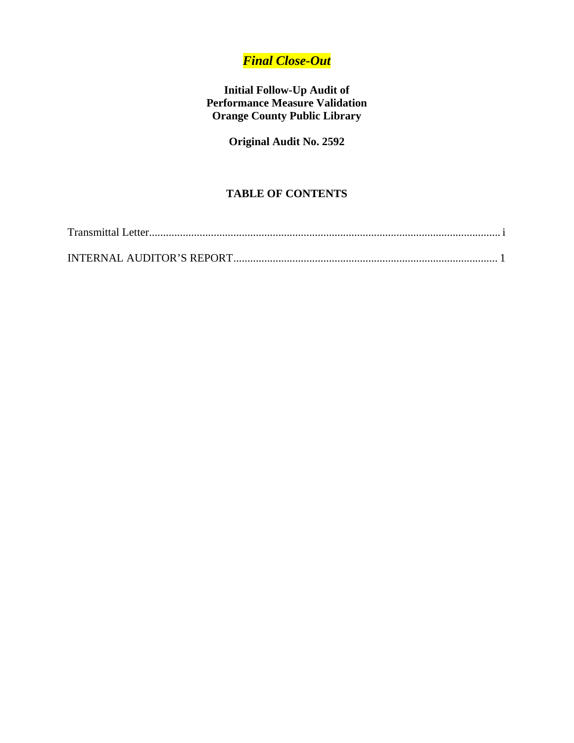***Final Close-Out***

**Initial Follow-Up Audit of**
**Performance Measure Validation**
**Orange County Public Library**

**Original Audit No. 2592**

## TABLE OF CONTENTS

Transmittal Letter ........................................................................................................................ i

INTERNAL AUDITOR'S REPORT ............................................................................................ 1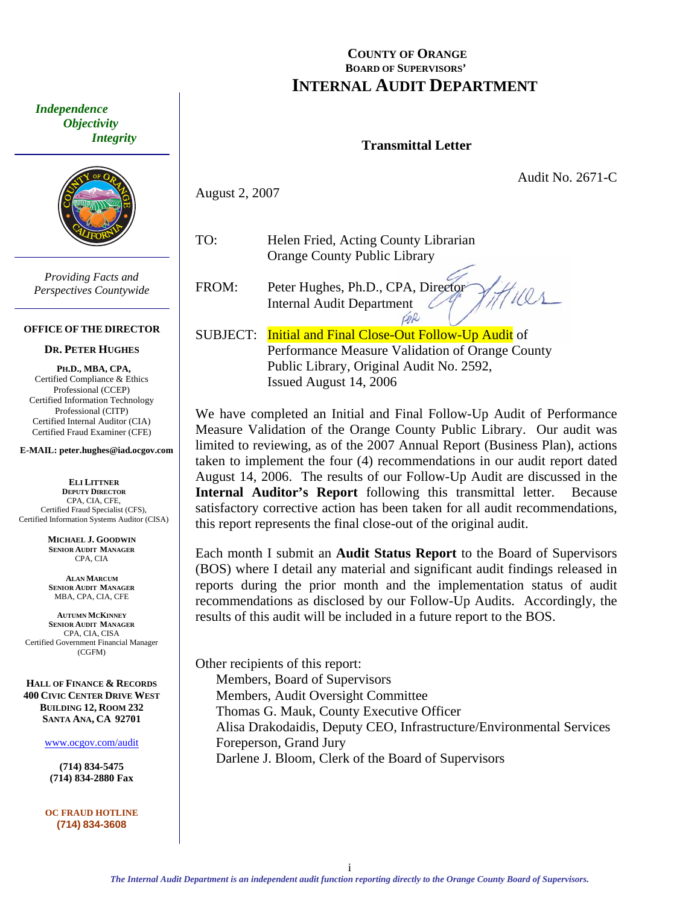**COUNTY OF ORANGE**
**BOARD OF SUPERVISORS'**
# INTERNAL AUDIT DEPARTMENT

*Independence*
*Objectivity*
*Integrity*

*Providing Facts and Perspectives Countywide*

**OFFICE OF THE DIRECTOR**

**DR. PETER HUGHES**

**PH.D., MBA, CPA,**
Certified Compliance & Ethics Professional (CCEP)
Certified Information Technology Professional (CITP)
Certified Internal Auditor (CIA)
Certified Fraud Examiner (CFE)

**E-MAIL: peter.hughes@iad.ocgov.com**

**ELI LITTNER**
**DEPUTY DIRECTOR**
CPA, CIA, CFE,
Certified Fraud Specialist (CFS),
Certified Information Systems Auditor (CISA)

**MICHAEL J. GOODWIN**
**SENIOR AUDIT MANAGER**
CPA, CIA

**ALAN MARCUM**
**SENIOR AUDIT MANAGER**
MBA, CPA, CIA, CFE

**AUTUMN MCKINNEY**
**SENIOR AUDIT MANAGER**
CPA, CIA, CISA
Certified Government Financial Manager (CGFM)

**HALL OF FINANCE & RECORDS**
**400 CIVIC CENTER DRIVE WEST**
**BUILDING 12, ROOM 232**
**SANTA ANA, CA 92701**

www.ocgov.com/audit

**(714) 834-5475**
**(714) 834-2880 Fax**

**OC FRAUD HOTLINE**
**(714) 834-3608**

## Transmittal Letter

Audit No. 2671-C

August 2, 2007

TO: Helen Fried, Acting County Librarian
Orange County Public Library

FROM: Peter Hughes, Ph.D., CPA, Director
Internal Audit Department

SUBJECT: Initial and Final Close-Out Follow-Up Audit of Performance Measure Validation of Orange County Public Library, Original Audit No. 2592, Issued August 14, 2006

We have completed an Initial and Final Follow-Up Audit of Performance Measure Validation of the Orange County Public Library. Our audit was limited to reviewing, as of the 2007 Annual Report (Business Plan), actions taken to implement the four (4) recommendations in our audit report dated August 14, 2006. The results of our Follow-Up Audit are discussed in the **Internal Auditor's Report** following this transmittal letter. Because satisfactory corrective action has been taken for all audit recommendations, this report represents the final close-out of the original audit.

Each month I submit an **Audit Status Report** to the Board of Supervisors (BOS) where I detail any material and significant audit findings released in reports during the prior month and the implementation status of audit recommendations as disclosed by our Follow-Up Audits. Accordingly, the results of this audit will be included in a future report to the BOS.

Other recipients of this report:
- Members, Board of Supervisors
- Members, Audit Oversight Committee
- Thomas G. Mauk, County Executive Officer
- Alisa Drakodaidis, Deputy CEO, Infrastructure/Environmental Services
- Foreperson, Grand Jury
- Darlene J. Bloom, Clerk of the Board of Supervisors

*The Internal Audit Department is an independent audit function reporting directly to the Orange County Board of Supervisors.*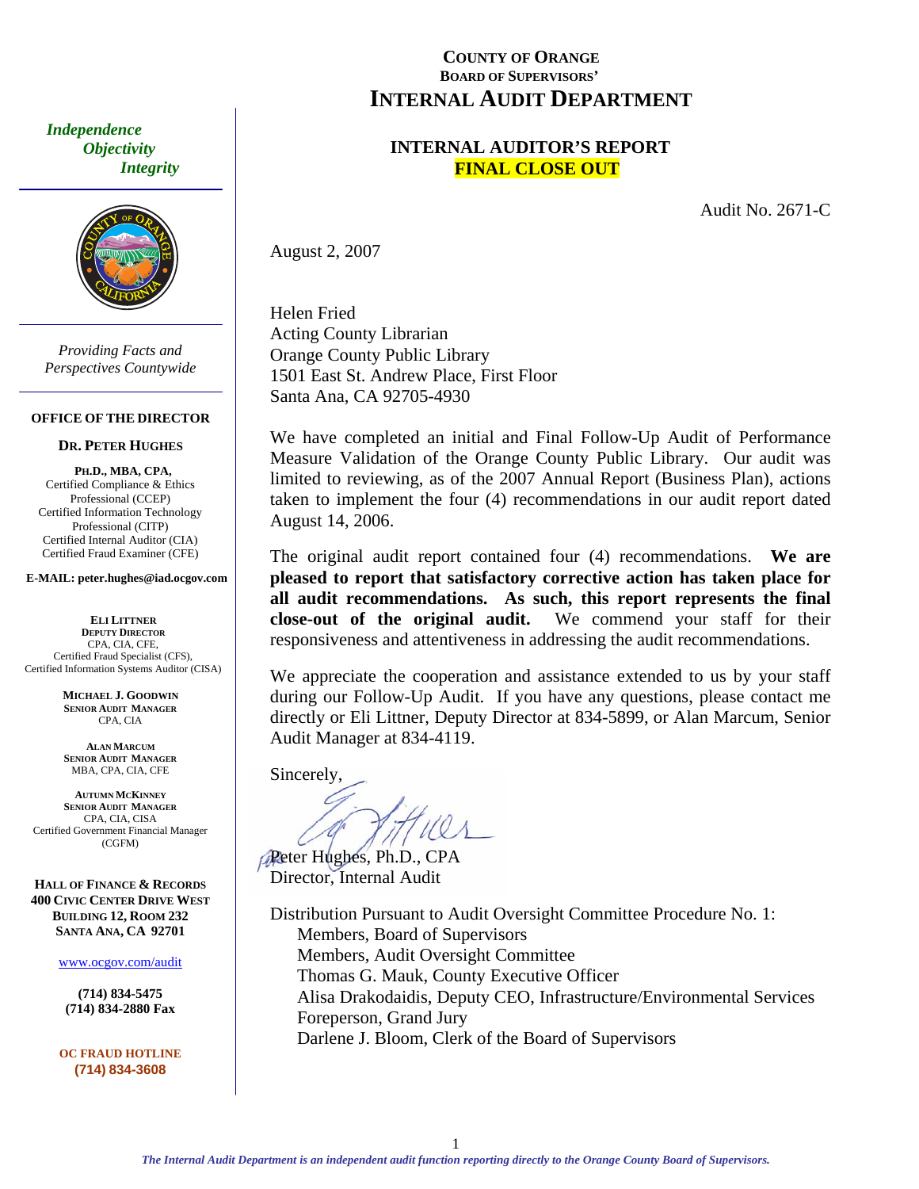# COUNTY OF ORANGE
## BOARD OF SUPERVISORS'
# INTERNAL AUDIT DEPARTMENT

*Independence*
*Objectivity*
*Integrity*

*Providing Facts and Perspectives Countywide*

**OFFICE OF THE DIRECTOR**

**DR. PETER HUGHES**
**PH.D., MBA, CPA,**
Certified Compliance & Ethics Professional (CCEP)
Certified Information Technology Professional (CITP)
Certified Internal Auditor (CIA)
Certified Fraud Examiner (CFE)

**E-MAIL: peter.hughes@iad.ocgov.com**

**ELI LITTNER**
**DEPUTY DIRECTOR**
CPA, CIA, CFE,
Certified Fraud Specialist (CFS),
Certified Information Systems Auditor (CISA)

**MICHAEL J. GOODWIN**
**SENIOR AUDIT MANAGER**
CPA, CIA

**ALAN MARCUM**
**SENIOR AUDIT MANAGER**
MBA, CPA, CIA, CFE

**AUTUMN MCKINNEY**
**SENIOR AUDIT MANAGER**
CPA, CIA, CISA
Certified Government Financial Manager (CGFM)

**HALL OF FINANCE & RECORDS**
**400 CIVIC CENTER DRIVE WEST**
**BUILDING 12, ROOM 232**
**SANTA ANA, CA 92701**

www.ocgov.com/audit

**(714) 834-5475**
**(714) 834-2880 Fax**

**OC FRAUD HOTLINE**
**(714) 834-3608**

## INTERNAL AUDITOR'S REPORT
## FINAL CLOSE OUT

Audit No. 2671-C

August 2, 2007

Helen Fried
Acting County Librarian
Orange County Public Library
1501 East St. Andrew Place, First Floor
Santa Ana, CA 92705-4930

We have completed an initial and Final Follow-Up Audit of Performance Measure Validation of the Orange County Public Library. Our audit was limited to reviewing, as of the 2007 Annual Report (Business Plan), actions taken to implement the four (4) recommendations in our audit report dated August 14, 2006.

The original audit report contained four (4) recommendations. **We are pleased to report that satisfactory corrective action has taken place for all audit recommendations. As such, this report represents the final close-out of the original audit.** We commend your staff for their responsiveness and attentiveness in addressing the audit recommendations.

We appreciate the cooperation and assistance extended to us by your staff during our Follow-Up Audit. If you have any questions, please contact me directly or Eli Littner, Deputy Director at 834-5899, or Alan Marcum, Senior Audit Manager at 834-4119.

Sincerely,

Peter Hughes, Ph.D., CPA
Director, Internal Audit

Distribution Pursuant to Audit Oversight Committee Procedure No. 1:
- Members, Board of Supervisors
- Members, Audit Oversight Committee
- Thomas G. Mauk, County Executive Officer
- Alisa Drakodaidis, Deputy CEO, Infrastructure/Environmental Services
- Foreperson, Grand Jury
- Darlene J. Bloom, Clerk of the Board of Supervisors

*The Internal Audit Department is an independent audit function reporting directly to the Orange County Board of Supervisors.*